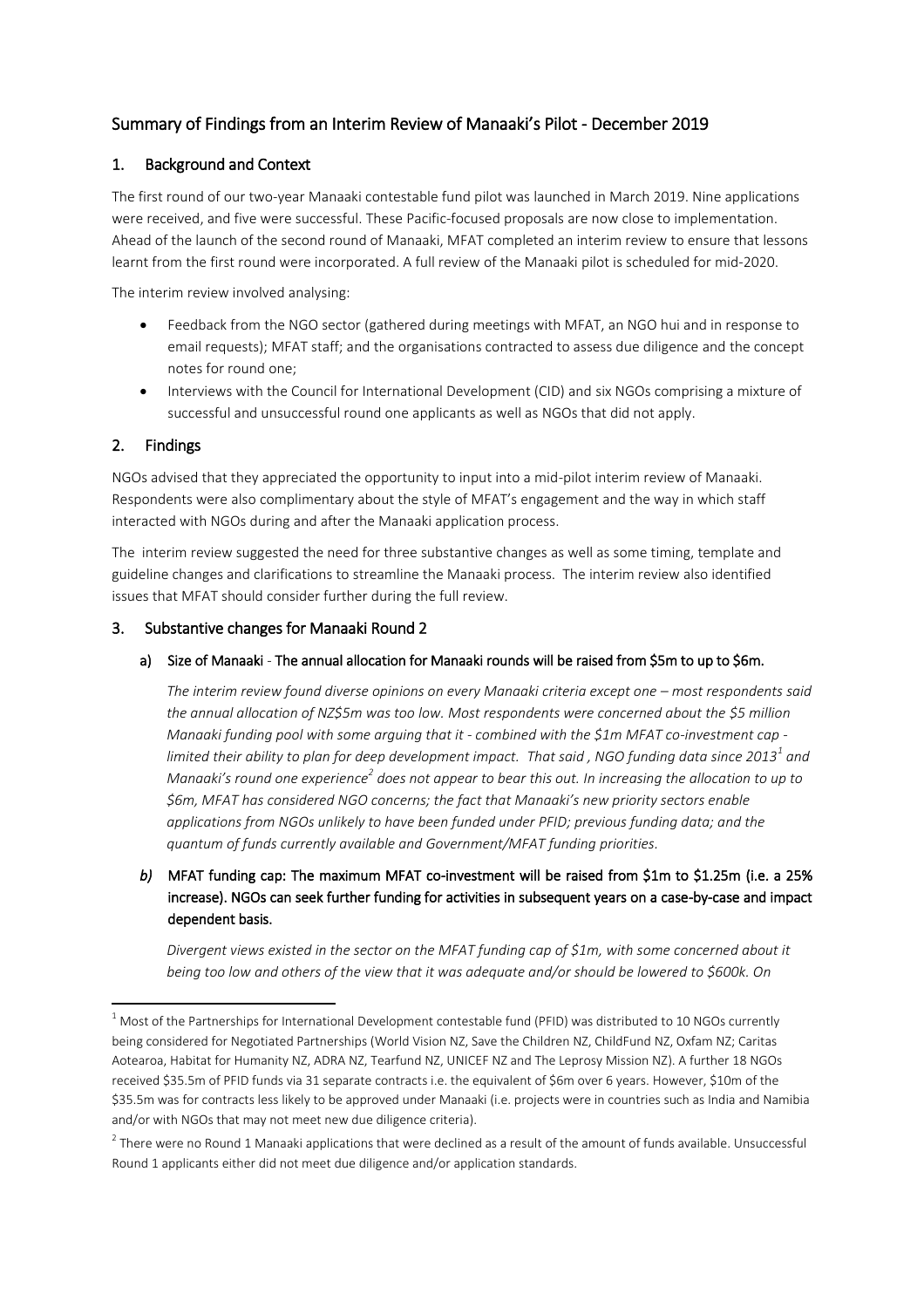## Summary of Findings from an Interim Review of Manaaki's Pilot - December 2019

### 1. Background and Context

The first round of our two-year Manaaki contestable fund pilot was launched in March 2019. Nine applications were received, and five were successful. These Pacific-focused proposals are now close to implementation. Ahead of the launch of the second round of Manaaki, MFAT completed an interim review to ensure that lessons learnt from the first round were incorporated. A full review of the Manaaki pilot is scheduled for mid-2020.

The interim review involved analysing:

- Feedback from the NGO sector (gathered during meetings with MFAT, an NGO hui and in response to email requests); MFAT staff; and the organisations contracted to assess due diligence and the concept notes for round one;
- Interviews with the Council for International Development (CID) and six NGOs comprising a mixture of successful and unsuccessful round one applicants as well as NGOs that did not apply.

### 2. Findings

NGOs advised that they appreciated the opportunity to input into a mid-pilot interim review of Manaaki. Respondents were also complimentary about the style of MFAT's engagement and the way in which staff interacted with NGOs during and after the Manaaki application process.

The interim review suggested the need for three substantive changes as well as some timing, template and guideline changes and clarifications to streamline the Manaaki process. The interim review also identified issues that MFAT should consider further during the full review.

### 3. Substantive changes for Manaaki Round 2

**a) Size of Manaaki - The annual allocation for Manaaki rounds will be raised from $5m to up to $6m.**

*The interim review found diverse opinions on every Manaaki criteria except one – most respondents said the annual allocation of NZ$5m was too low. Most respondents were concerned about the $5 million Manaaki funding pool with some arguing that it - combined with the $1m MFAT co-investment cap - limited their ability to plan for deep development impact. That said , NGO funding data since 2013*[1] *and Manaaki's round one experience*[2] *does not appear to bear this out. In increasing the allocation to up to $6m, MFAT has considered NGO concerns; the fact that Manaaki's new priority sectors enable applications from NGOs unlikely to have been funded under PFID; previous funding data; and the quantum of funds currently available and Government/MFAT funding priorities.*

***b)* MFAT funding cap: The maximum MFAT co-investment will be raised from $1m to $1.25m (i.e. a 25% increase). NGOs can seek further funding for activities in subsequent years on a case-by-case and impact dependent basis.**

*Divergent views existed in the sector on the MFAT funding cap of $1m, with some concerned about it being too low and others of the view that it was adequate and/or should be lowered to $600k. On*

---

[1] Most of the Partnerships for International Development contestable fund (PFID) was distributed to 10 NGOs currently being considered for Negotiated Partnerships (World Vision NZ, Save the Children NZ, ChildFund NZ, Oxfam NZ; Caritas Aotearoa, Habitat for Humanity NZ, ADRA NZ, Tearfund NZ, UNICEF NZ and The Leprosy Mission NZ). A further 18 NGOs received $35.5m of PFID funds via 31 separate contracts i.e. the equivalent of $6m over 6 years. However, $10m of the $35.5m was for contracts less likely to be approved under Manaaki (i.e. projects were in countries such as India and Namibia and/or with NGOs that may not meet new due diligence criteria).

[2] There were no Round 1 Manaaki applications that were declined as a result of the amount of funds available. Unsuccessful Round 1 applicants either did not meet due diligence and/or application standards.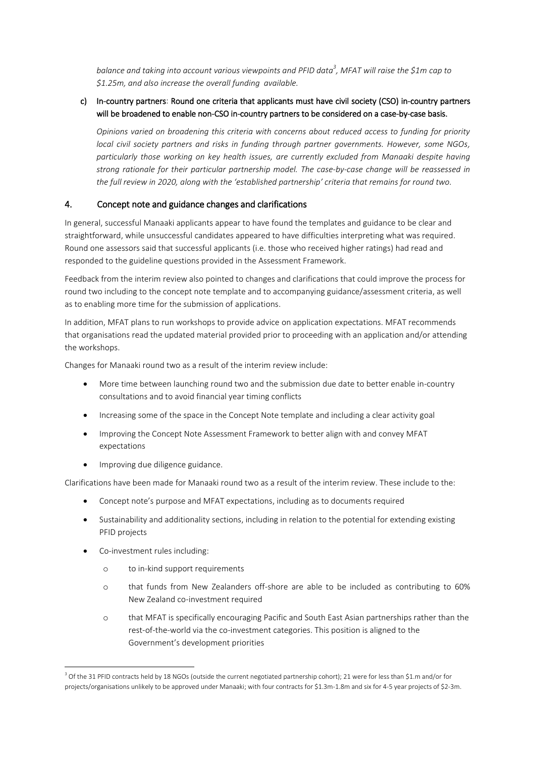*balance and taking into account various viewpoints and PFID data[3], MFAT will raise the $1m cap to $1.25m, and also increase the overall funding available.*

c) **In-country partners**: Round one criteria that applicants must have civil society (CSO) in-country partners will be broadened to enable non-CSO in-country partners to be considered on a case-by-case basis.

*Opinions varied on broadening this criteria with concerns about reduced access to funding for priority local civil society partners and risks in funding through partner governments. However, some NGOs, particularly those working on key health issues, are currently excluded from Manaaki despite having strong rationale for their particular partnership model. The case-by-case change will be reassessed in the full review in 2020, along with the 'established partnership' criteria that remains for round two.*

## 4. Concept note and guidance changes and clarifications

In general, successful Manaaki applicants appear to have found the templates and guidance to be clear and straightforward, while unsuccessful candidates appeared to have difficulties interpreting what was required. Round one assessors said that successful applicants (i.e. those who received higher ratings) had read and responded to the guideline questions provided in the Assessment Framework.

Feedback from the interim review also pointed to changes and clarifications that could improve the process for round two including to the concept note template and to accompanying guidance/assessment criteria, as well as to enabling more time for the submission of applications.

In addition, MFAT plans to run workshops to provide advice on application expectations. MFAT recommends that organisations read the updated material provided prior to proceeding with an application and/or attending the workshops.

Changes for Manaaki round two as a result of the interim review include:

- More time between launching round two and the submission due date to better enable in-country consultations and to avoid financial year timing conflicts
- Increasing some of the space in the Concept Note template and including a clear activity goal
- Improving the Concept Note Assessment Framework to better align with and convey MFAT expectations
- Improving due diligence guidance.

Clarifications have been made for Manaaki round two as a result of the interim review. These include to the:

- Concept note's purpose and MFAT expectations, including as to documents required
- Sustainability and additionality sections, including in relation to the potential for extending existing PFID projects
- Co-investment rules including:
  - to in-kind support requirements
  - that funds from New Zealanders off-shore are able to be included as contributing to 60% New Zealand co-investment required
  - that MFAT is specifically encouraging Pacific and South East Asian partnerships rather than the rest-of-the-world via the co-investment categories. This position is aligned to the Government's development priorities

[3] Of the 31 PFID contracts held by 18 NGOs (outside the current negotiated partnership cohort); 21 were for less than $1.m and/or for projects/organisations unlikely to be approved under Manaaki; with four contracts for $1.3m-1.8m and six for 4-5 year projects of $2-3m.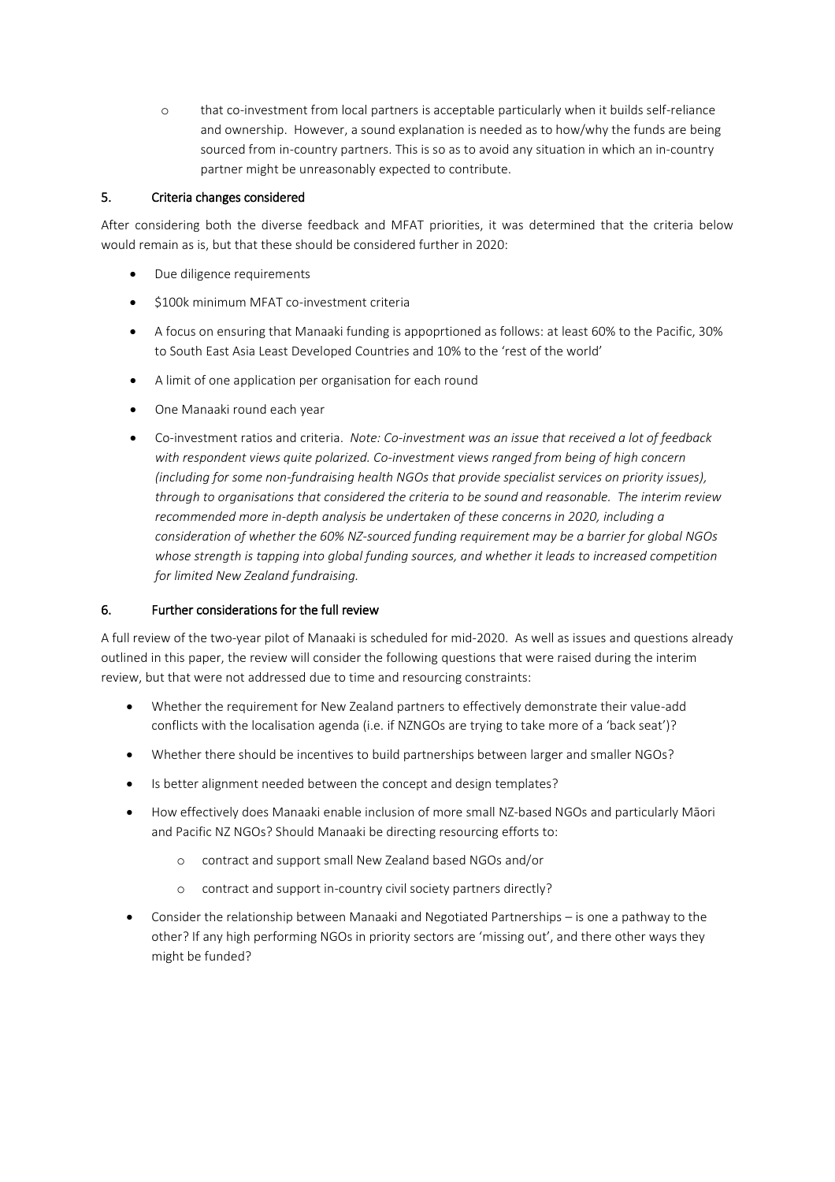- that co-investment from local partners is acceptable particularly when it builds self-reliance and ownership. However, a sound explanation is needed as to how/why the funds are being sourced from in-country partners. This is so as to avoid any situation in which an in-country partner might be unreasonably expected to contribute.

## 5. Criteria changes considered

After considering both the diverse feedback and MFAT priorities, it was determined that the criteria below would remain as is, but that these should be considered further in 2020:

- Due diligence requirements
- \$100k minimum MFAT co-investment criteria
- A focus on ensuring that Manaaki funding is appoprtioned as follows: at least 60% to the Pacific, 30% to South East Asia Least Developed Countries and 10% to the 'rest of the world'
- A limit of one application per organisation for each round
- One Manaaki round each year
- Co-investment ratios and criteria. *Note: Co-investment was an issue that received a lot of feedback with respondent views quite polarized. Co-investment views ranged from being of high concern (including for some non-fundraising health NGOs that provide specialist services on priority issues), through to organisations that considered the criteria to be sound and reasonable. The interim review recommended more in-depth analysis be undertaken of these concerns in 2020, including a consideration of whether the 60% NZ-sourced funding requirement may be a barrier for global NGOs whose strength is tapping into global funding sources, and whether it leads to increased competition for limited New Zealand fundraising.*

## 6. Further considerations for the full review

A full review of the two-year pilot of Manaaki is scheduled for mid-2020. As well as issues and questions already outlined in this paper, the review will consider the following questions that were raised during the interim review, but that were not addressed due to time and resourcing constraints:

- Whether the requirement for New Zealand partners to effectively demonstrate their value-add conflicts with the localisation agenda (i.e. if NZNGOs are trying to take more of a 'back seat')?
- Whether there should be incentives to build partnerships between larger and smaller NGOs?
- Is better alignment needed between the concept and design templates?
- How effectively does Manaaki enable inclusion of more small NZ-based NGOs and particularly Māori and Pacific NZ NGOs? Should Manaaki be directing resourcing efforts to:
    - contract and support small New Zealand based NGOs and/or
    - contract and support in-country civil society partners directly?
- Consider the relationship between Manaaki and Negotiated Partnerships – is one a pathway to the other? If any high performing NGOs in priority sectors are 'missing out', and there other ways they might be funded?